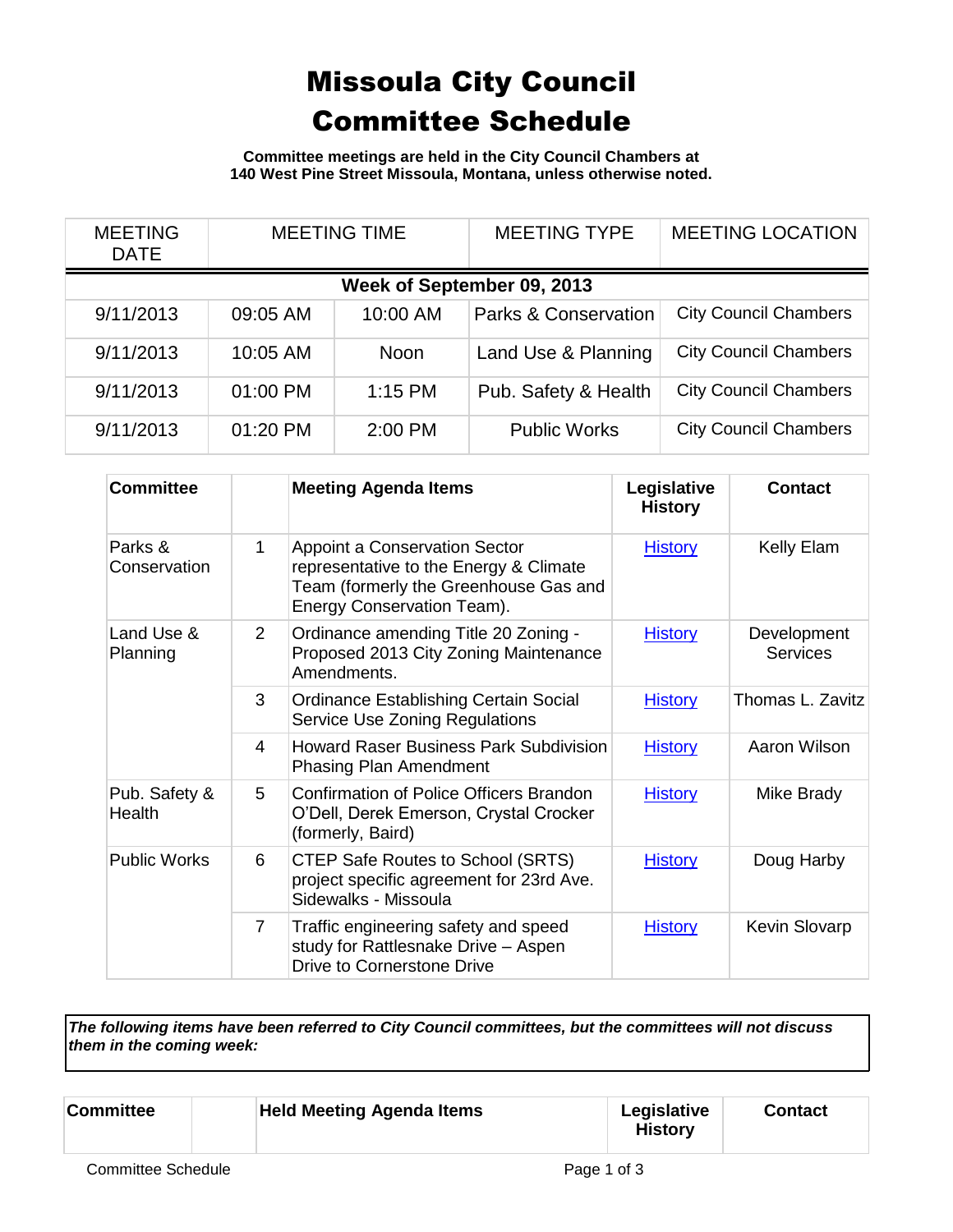# Missoula City Council Committee Schedule

**Committee meetings are held in the City Council Chambers at 140 West Pine Street Missoula, Montana, unless otherwise noted.**

| MEETING DATE | MEETING TIME | | MEETING TYPE | MEETING LOCATION |
|---|---|---|---|---|
| **Week of September 09, 2013** | | | | |
| 9/11/2013 | 09:05 AM | 10:00 AM | Parks & Conservation | City Council Chambers |
| 9/11/2013 | 10:05 AM | Noon | Land Use & Planning | City Council Chambers |
| 9/11/2013 | 01:00 PM | 1:15 PM | Pub. Safety & Health | City Council Chambers |
| 9/11/2013 | 01:20 PM | 2:00 PM | Public Works | City Council Chambers |

| Committee | | Meeting Agenda Items | Legislative History | Contact |
|---|---|---|---|---|
| Parks & Conservation | 1 | Appoint a Conservation Sector representative to the Energy & Climate Team (formerly the Greenhouse Gas and Energy Conservation Team). | History | Kelly Elam |
| Land Use & Planning | 2 | Ordinance amending Title 20 Zoning - Proposed 2013 City Zoning Maintenance Amendments. | History | Development Services |
| | 3 | Ordinance Establishing Certain Social Service Use Zoning Regulations | History | Thomas L. Zavitz |
| | 4 | Howard Raser Business Park Subdivision Phasing Plan Amendment | History | Aaron Wilson |
| Pub. Safety & Health | 5 | Confirmation of Police Officers Brandon O'Dell, Derek Emerson, Crystal Crocker (formerly, Baird) | History | Mike Brady |
| Public Works | 6 | CTEP Safe Routes to School (SRTS) project specific agreement for 23rd Ave. Sidewalks - Missoula | History | Doug Harby |
| | 7 | Traffic engineering safety and speed study for Rattlesnake Drive – Aspen Drive to Cornerstone Drive | History | Kevin Slovarp |

***The following items have been referred to City Council committees, but the committees will not discuss them in the coming week:***

| Committee | | Held Meeting Agenda Items | Legislative History | Contact |
|---|---|---|---|---|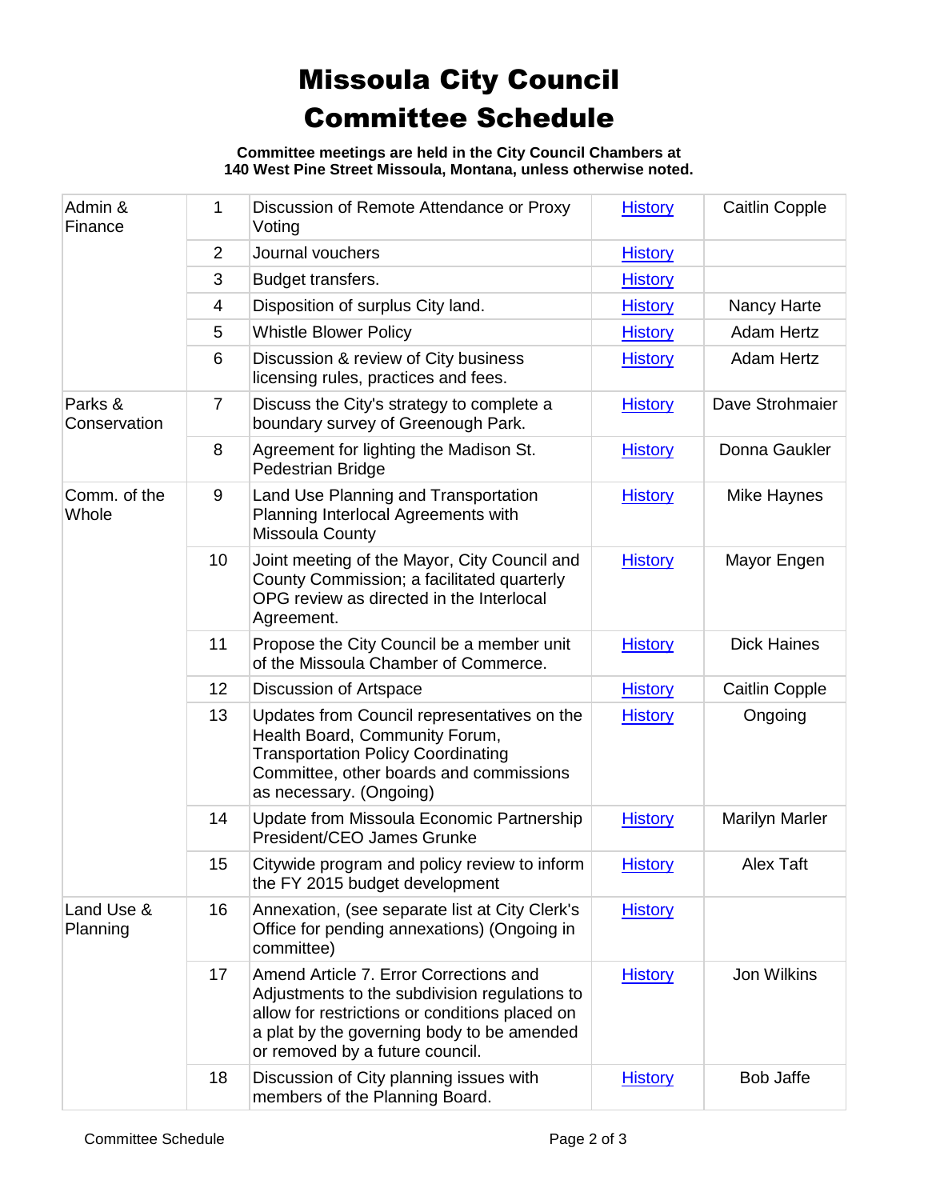# Missoula City Council Committee Schedule

**Committee meetings are held in the City Council Chambers at 140 West Pine Street Missoula, Montana, unless otherwise noted.**

| Committee | # | Item | History | Sponsor |
|---|---|---|---|---|
| Admin & Finance | 1 | Discussion of Remote Attendance or Proxy Voting | History | Caitlin Copple |
| | 2 | Journal vouchers | History | |
| | 3 | Budget transfers. | History | |
| | 4 | Disposition of surplus City land. | History | Nancy Harte |
| | 5 | Whistle Blower Policy | History | Adam Hertz |
| | 6 | Discussion & review of City business licensing rules, practices and fees. | History | Adam Hertz |
| Parks & Conservation | 7 | Discuss the City's strategy to complete a boundary survey of Greenough Park. | History | Dave Strohmaier |
| | 8 | Agreement for lighting the Madison St. Pedestrian Bridge | History | Donna Gaukler |
| Comm. of the Whole | 9 | Land Use Planning and Transportation Planning Interlocal Agreements with Missoula County | History | Mike Haynes |
| | 10 | Joint meeting of the Mayor, City Council and County Commission; a facilitated quarterly OPG review as directed in the Interlocal Agreement. | History | Mayor Engen |
| | 11 | Propose the City Council be a member unit of the Missoula Chamber of Commerce. | History | Dick Haines |
| | 12 | Discussion of Artspace | History | Caitlin Copple |
| | 13 | Updates from Council representatives on the Health Board, Community Forum, Transportation Policy Coordinating Committee, other boards and commissions as necessary. (Ongoing) | History | Ongoing |
| | 14 | Update from Missoula Economic Partnership President/CEO James Grunke | History | Marilyn Marler |
| | 15 | Citywide program and policy review to inform the FY 2015 budget development | History | Alex Taft |
| Land Use & Planning | 16 | Annexation, (see separate list at City Clerk's Office for pending annexations) (Ongoing in committee) | History | |
| | 17 | Amend Article 7. Error Corrections and Adjustments to the subdivision regulations to allow for restrictions or conditions placed on a plat by the governing body to be amended or removed by a future council. | History | Jon Wilkins |
| | 18 | Discussion of City planning issues with members of the Planning Board. | History | Bob Jaffe |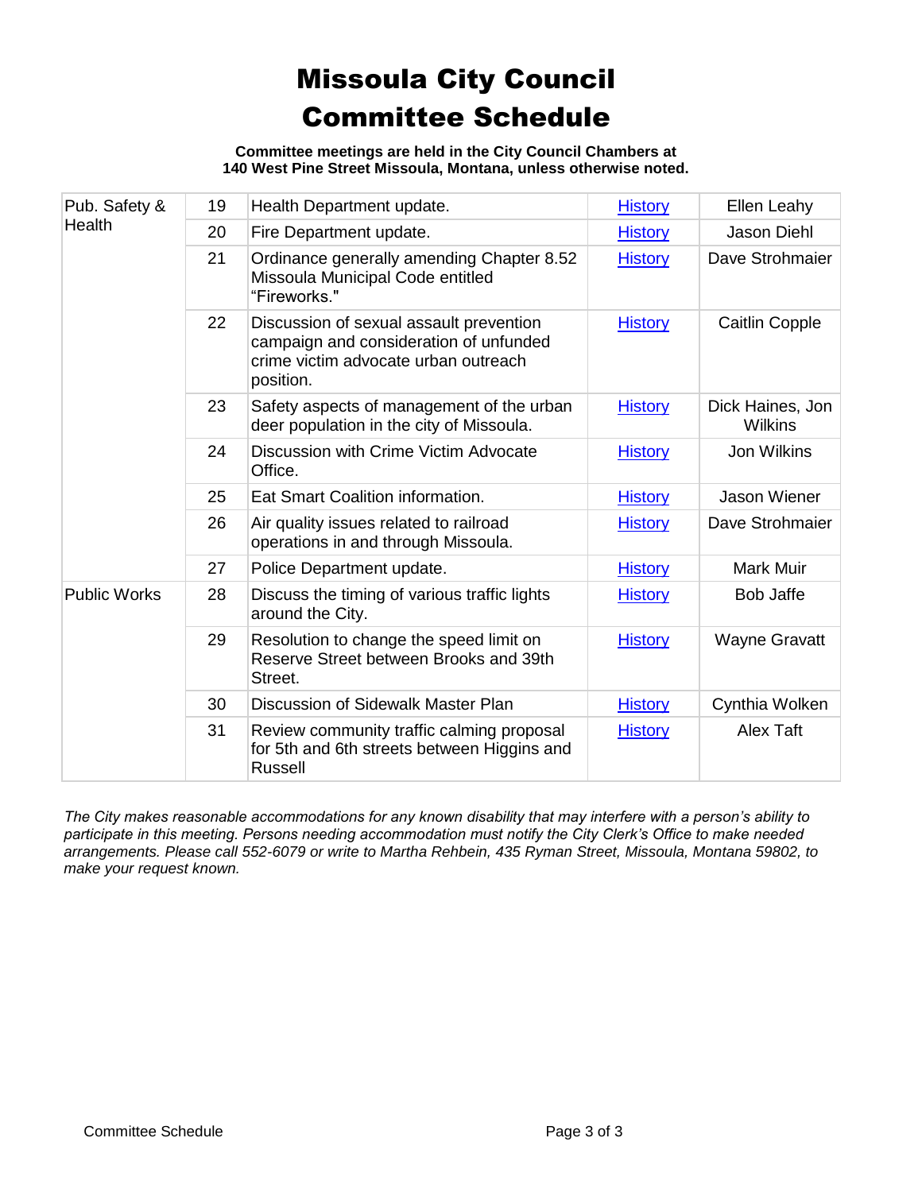# Missoula City Council Committee Schedule

**Committee meetings are held in the City Council Chambers at 140 West Pine Street Missoula, Montana, unless otherwise noted.**

| | | | | |
|---|---|---|---|---|
| Pub. Safety & Health | 19 | Health Department update. | History | Ellen Leahy |
| | 20 | Fire Department update. | History | Jason Diehl |
| | 21 | Ordinance generally amending Chapter 8.52 Missoula Municipal Code entitled "Fireworks." | History | Dave Strohmaier |
| | 22 | Discussion of sexual assault prevention campaign and consideration of unfunded crime victim advocate urban outreach position. | History | Caitlin Copple |
| | 23 | Safety aspects of management of the urban deer population in the city of Missoula. | History | Dick Haines, Jon Wilkins |
| | 24 | Discussion with Crime Victim Advocate Office. | History | Jon Wilkins |
| | 25 | Eat Smart Coalition information. | History | Jason Wiener |
| | 26 | Air quality issues related to railroad operations in and through Missoula. | History | Dave Strohmaier |
| | 27 | Police Department update. | History | Mark Muir |
| Public Works | 28 | Discuss the timing of various traffic lights around the City. | History | Bob Jaffe |
| | 29 | Resolution to change the speed limit on Reserve Street between Brooks and 39th Street. | History | Wayne Gravatt |
| | 30 | Discussion of Sidewalk Master Plan | History | Cynthia Wolken |
| | 31 | Review community traffic calming proposal for 5th and 6th streets between Higgins and Russell | History | Alex Taft |

*The City makes reasonable accommodations for any known disability that may interfere with a person's ability to participate in this meeting. Persons needing accommodation must notify the City Clerk's Office to make needed arrangements. Please call 552-6079 or write to Martha Rehbein, 435 Ryman Street, Missoula, Montana 59802, to make your request known.*